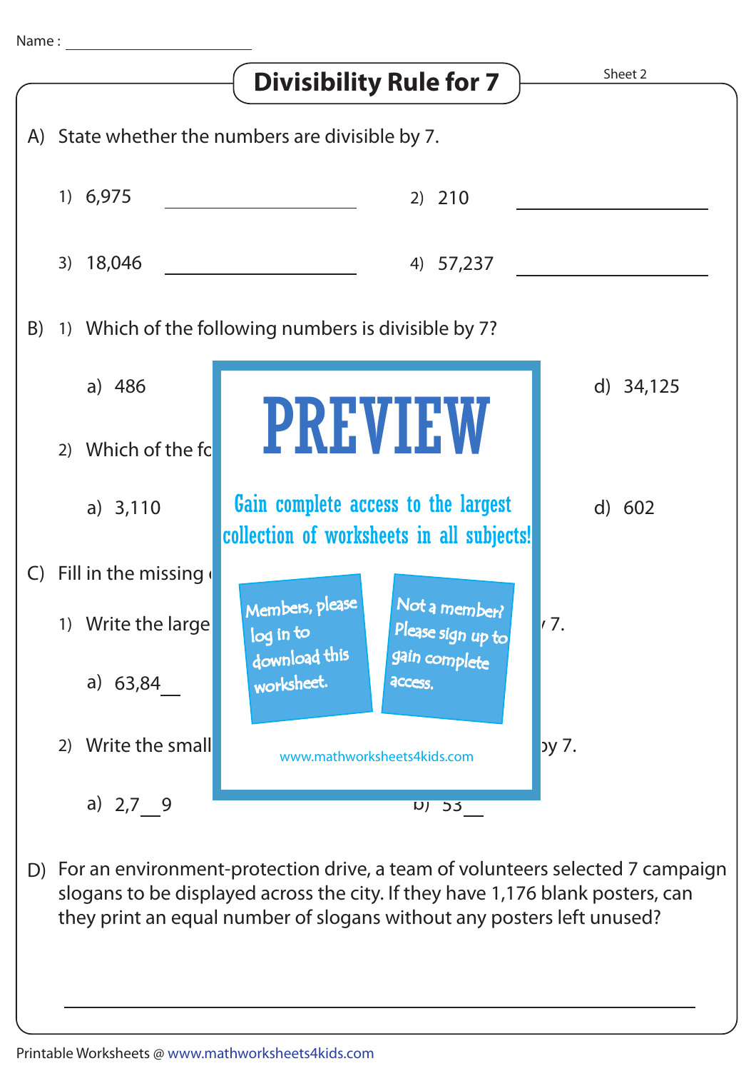Name :

# Divisibility Rule for 7

Sheet 2

A) State whether the numbers are divisible by 7.

1) 6,975 ____________

2) 210 ____________

3) 18,046 ____________

4) 57,237 ____________

B) 1) Which of the following numbers is divisible by 7?

a) 486

d) 34,125

2) Which of the fc

a) 3,110

d) 602

PREVIEW

Gain complete access to the largest collection of worksheets in all subjects!

Members, please log in to download this worksheet.

Not a member? Please sign up to gain complete access.

www.mathworksheets4kids.com

C) Fill in the missing

1) Write the large

7.

a) 63,84__

2) Write the small

by 7.

a) 2,7__9

b) 53__

D) For an environment-protection drive, a team of volunteers selected 7 campaign slogans to be displayed across the city. If they have 1,176 blank posters, can they print an equal number of slogans without any posters left unused?

____________________________________________

Printable Worksheets @ www.mathworksheets4kids.com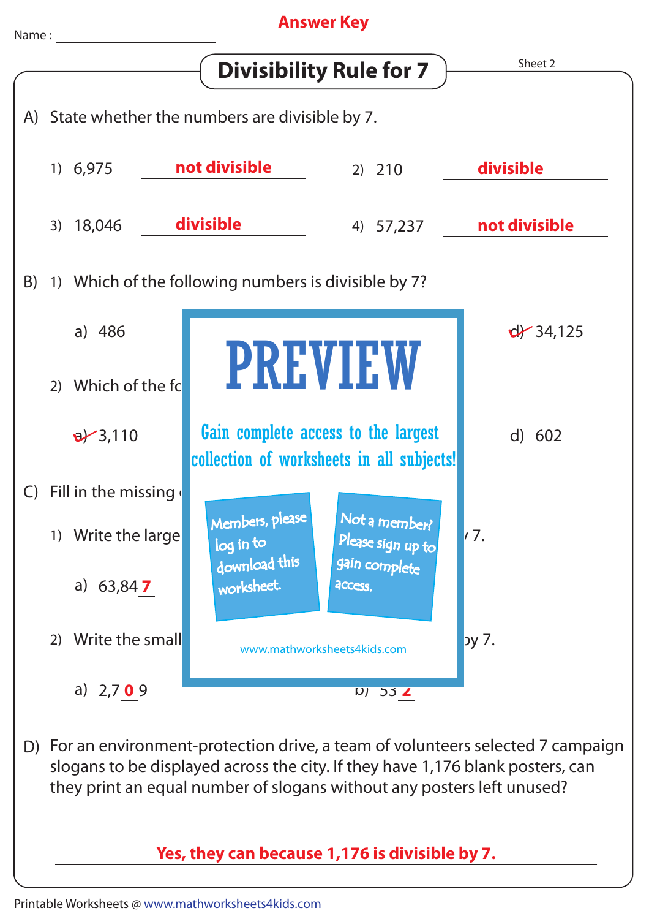**Answer Key**

Name : ____________________

# Divisibility Rule for 7

Sheet 2

A) State whether the numbers are divisible by 7.

1) 6,975 **not divisible**

2) 210 **divisible**

3) 18,046 **divisible**

4) 57,237 **not divisible**

B) 1) Which of the following numbers is divisible by 7?

a) 486

d) 34,125 ✓

2) Which of the fc

a) 3,110 ✓

d) 602

PREVIEW

Gain complete access to the largest collection of worksheets in all subjects!

Members, please log in to download this worksheet.

Not a member? Please sign up to gain complete access.

www.mathworksheets4kids.com

C) Fill in the missing

1) Write the large 7.

a) 63,84 **7**

2) Write the small by 7.

a) 2,7 **0** 9

b) 53 **2**

D) For an environment-protection drive, a team of volunteers selected 7 campaign slogans to be displayed across the city. If they have 1,176 blank posters, can they print an equal number of slogans without any posters left unused?

**Yes, they can because 1,176 is divisible by 7.**

Printable Worksheets @ www.mathworksheets4kids.com